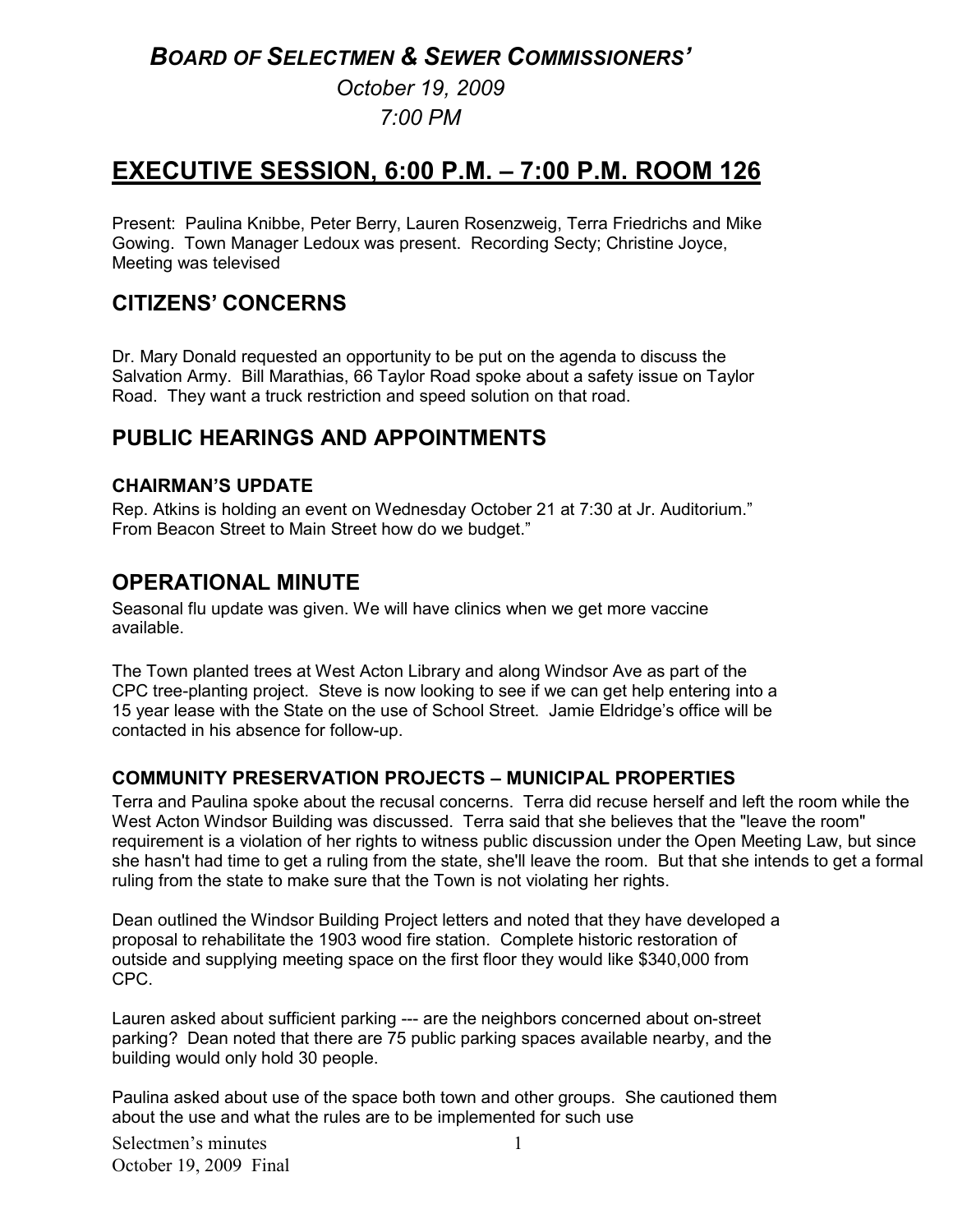# *BOARD OF SELECTMEN & SEWER COMMISSIONERS'*

*October 19, 2009*
*7:00 PM*

# EXECUTIVE SESSION, 6:00 P.M. – 7:00 P.M. ROOM 126

Present: Paulina Knibbe, Peter Berry, Lauren Rosenzweig, Terra Friedrichs and Mike Gowing. Town Manager Ledoux was present. Recording Secty; Christine Joyce, Meeting was televised

## CITIZENS' CONCERNS

Dr. Mary Donald requested an opportunity to be put on the agenda to discuss the Salvation Army. Bill Marathias, 66 Taylor Road spoke about a safety issue on Taylor Road. They want a truck restriction and speed solution on that road.

## PUBLIC HEARINGS AND APPOINTMENTS

### CHAIRMAN'S UPDATE

Rep. Atkins is holding an event on Wednesday October 21 at 7:30 at Jr. Auditorium." From Beacon Street to Main Street how do we budget."

## OPERATIONAL MINUTE

Seasonal flu update was given. We will have clinics when we get more vaccine available.

The Town planted trees at West Acton Library and along Windsor Ave as part of the CPC tree-planting project. Steve is now looking to see if we can get help entering into a 15 year lease with the State on the use of School Street. Jamie Eldridge's office will be contacted in his absence for follow-up.

### COMMUNITY PRESERVATION PROJECTS – MUNICIPAL PROPERTIES

Terra and Paulina spoke about the recusal concerns. Terra did recuse herself and left the room while the West Acton Windsor Building was discussed. Terra said that she believes that the "leave the room" requirement is a violation of her rights to witness public discussion under the Open Meeting Law, but since she hasn't had time to get a ruling from the state, she'll leave the room. But that she intends to get a formal ruling from the state to make sure that the Town is not violating her rights.

Dean outlined the Windsor Building Project letters and noted that they have developed a proposal to rehabilitate the 1903 wood fire station. Complete historic restoration of outside and supplying meeting space on the first floor they would like $340,000 from CPC.

Lauren asked about sufficient parking --- are the neighbors concerned about on-street parking? Dean noted that there are 75 public parking spaces available nearby, and the building would only hold 30 people.

Paulina asked about use of the space both town and other groups. She cautioned them about the use and what the rules are to be implemented for such use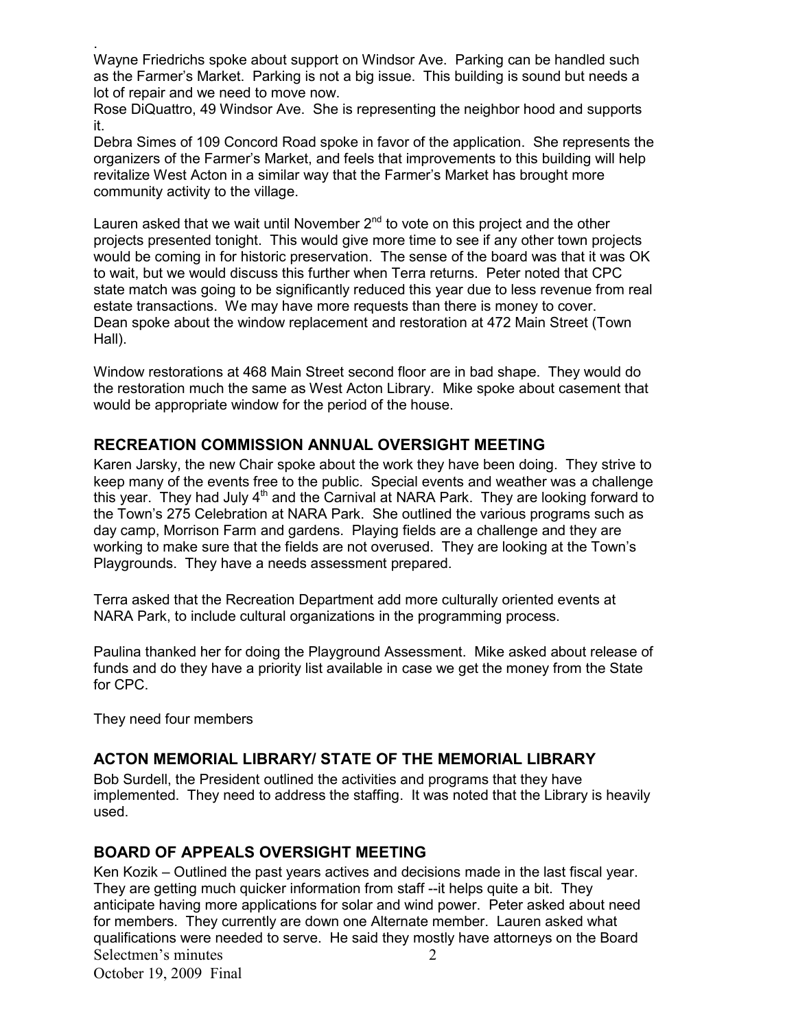.
Wayne Friedrichs spoke about support on Windsor Ave. Parking can be handled such as the Farmer's Market. Parking is not a big issue. This building is sound but needs a lot of repair and we need to move now.
Rose DiQuattro, 49 Windsor Ave. She is representing the neighbor hood and supports it.
Debra Simes of 109 Concord Road spoke in favor of the application. She represents the organizers of the Farmer's Market, and feels that improvements to this building will help revitalize West Acton in a similar way that the Farmer's Market has brought more community activity to the village.

Lauren asked that we wait until November 2nd to vote on this project and the other projects presented tonight. This would give more time to see if any other town projects would be coming in for historic preservation. The sense of the board was that it was OK to wait, but we would discuss this further when Terra returns. Peter noted that CPC state match was going to be significantly reduced this year due to less revenue from real estate transactions. We may have more requests than there is money to cover.
Dean spoke about the window replacement and restoration at 472 Main Street (Town Hall).

Window restorations at 468 Main Street second floor are in bad shape. They would do the restoration much the same as West Acton Library. Mike spoke about casement that would be appropriate window for the period of the house.

## RECREATION COMMISSION ANNUAL OVERSIGHT MEETING

Karen Jarsky, the new Chair spoke about the work they have been doing. They strive to keep many of the events free to the public. Special events and weather was a challenge this year. They had July 4th and the Carnival at NARA Park. They are looking forward to the Town's 275 Celebration at NARA Park. She outlined the various programs such as day camp, Morrison Farm and gardens. Playing fields are a challenge and they are working to make sure that the fields are not overused. They are looking at the Town's Playgrounds. They have a needs assessment prepared.

Terra asked that the Recreation Department add more culturally oriented events at NARA Park, to include cultural organizations in the programming process.

Paulina thanked her for doing the Playground Assessment. Mike asked about release of funds and do they have a priority list available in case we get the money from the State for CPC.

They need four members

## ACTON MEMORIAL LIBRARY/ STATE OF THE MEMORIAL LIBRARY

Bob Surdell, the President outlined the activities and programs that they have implemented. They need to address the staffing. It was noted that the Library is heavily used.

## BOARD OF APPEALS OVERSIGHT MEETING

Ken Kozik – Outlined the past years actives and decisions made in the last fiscal year. They are getting much quicker information from staff --it helps quite a bit. They anticipate having more applications for solar and wind power. Peter asked about need for members. They currently are down one Alternate member. Lauren asked what qualifications were needed to serve. He said they mostly have attorneys on the Board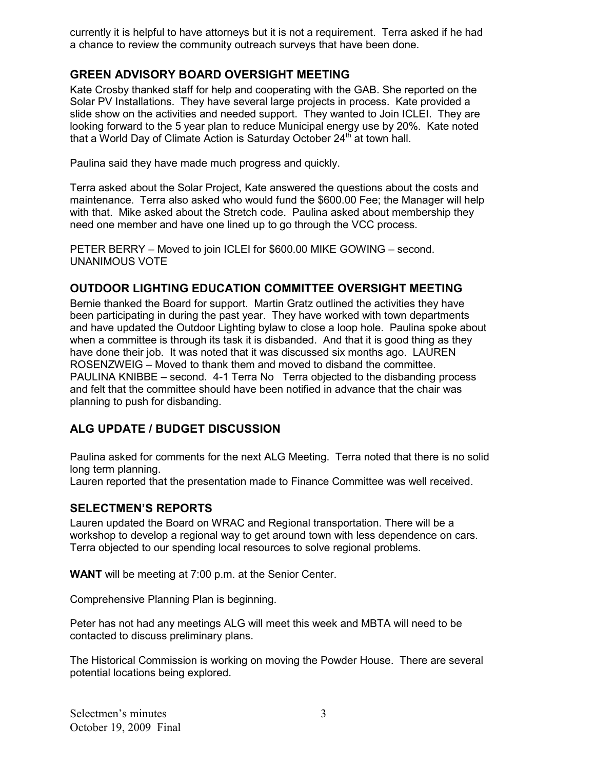currently it is helpful to have attorneys but it is not a requirement. Terra asked if he had a chance to review the community outreach surveys that have been done.

## GREEN ADVISORY BOARD OVERSIGHT MEETING

Kate Crosby thanked staff for help and cooperating with the GAB. She reported on the Solar PV Installations. They have several large projects in process. Kate provided a slide show on the activities and needed support. They wanted to Join ICLEI. They are looking forward to the 5 year plan to reduce Municipal energy use by 20%. Kate noted that a World Day of Climate Action is Saturday October 24th at town hall.

Paulina said they have made much progress and quickly.

Terra asked about the Solar Project, Kate answered the questions about the costs and maintenance. Terra also asked who would fund the $600.00 Fee; the Manager will help with that. Mike asked about the Stretch code. Paulina asked about membership they need one member and have one lined up to go through the VCC process.

PETER BERRY – Moved to join ICLEI for $600.00 MIKE GOWING – second. UNANIMOUS VOTE

## OUTDOOR LIGHTING EDUCATION COMMITTEE OVERSIGHT MEETING

Bernie thanked the Board for support. Martin Gratz outlined the activities they have been participating in during the past year. They have worked with town departments and have updated the Outdoor Lighting bylaw to close a loop hole. Paulina spoke about when a committee is through its task it is disbanded. And that it is good thing as they have done their job. It was noted that it was discussed six months ago. LAUREN ROSENZWEIG – Moved to thank them and moved to disband the committee. PAULINA KNIBBE – second. 4-1 Terra No Terra objected to the disbanding process and felt that the committee should have been notified in advance that the chair was planning to push for disbanding.

## ALG UPDATE / BUDGET DISCUSSION

Paulina asked for comments for the next ALG Meeting. Terra noted that there is no solid long term planning.
Lauren reported that the presentation made to Finance Committee was well received.

## SELECTMEN'S REPORTS

Lauren updated the Board on WRAC and Regional transportation. There will be a workshop to develop a regional way to get around town with less dependence on cars. Terra objected to our spending local resources to solve regional problems.

**WANT** will be meeting at 7:00 p.m. at the Senior Center.

Comprehensive Planning Plan is beginning.

Peter has not had any meetings ALG will meet this week and MBTA will need to be contacted to discuss preliminary plans.

The Historical Commission is working on moving the Powder House. There are several potential locations being explored.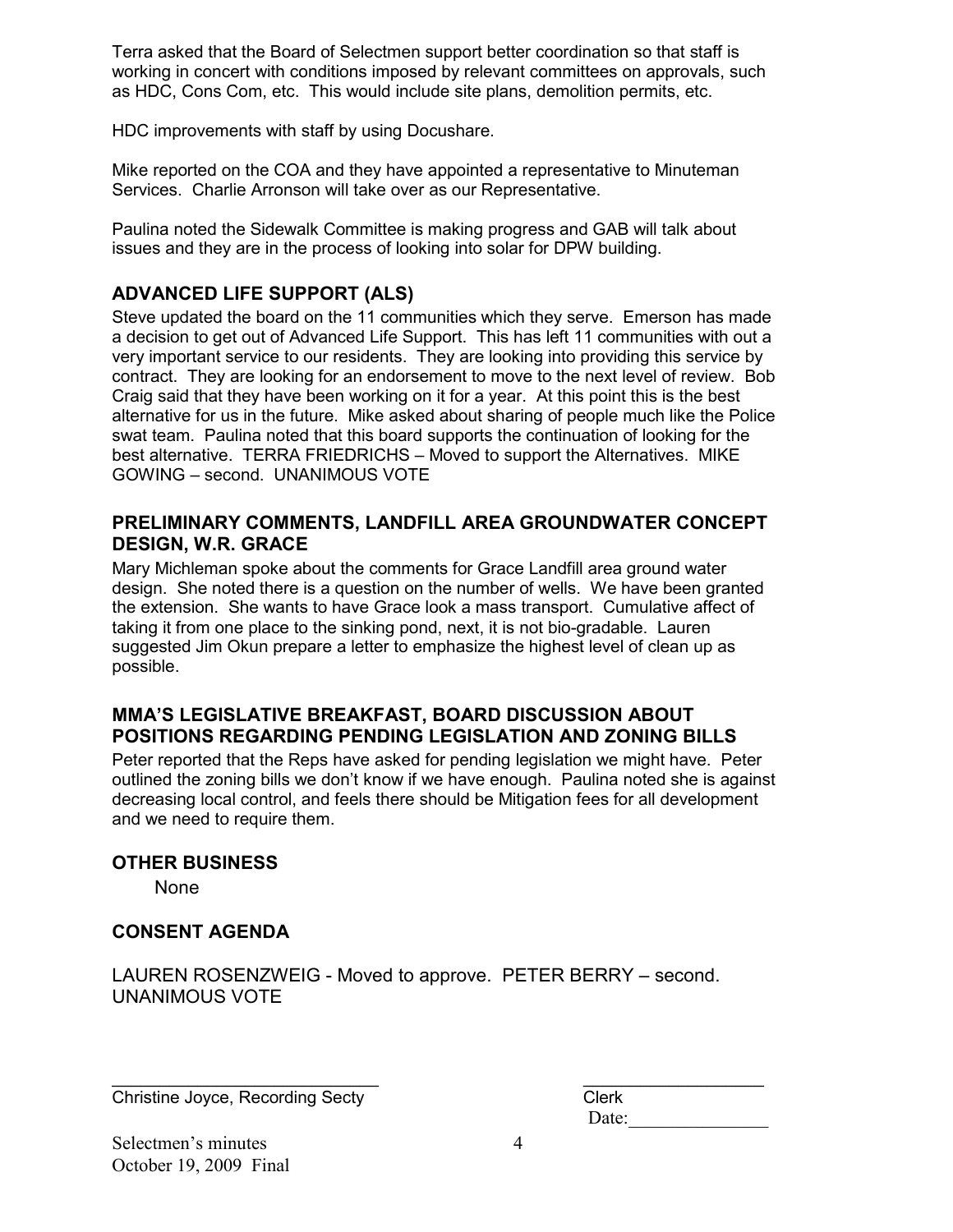Terra asked that the Board of Selectmen support better coordination so that staff is working in concert with conditions imposed by relevant committees on approvals, such as HDC, Cons Com, etc. This would include site plans, demolition permits, etc.

HDC improvements with staff by using Docushare.

Mike reported on the COA and they have appointed a representative to Minuteman Services. Charlie Arronson will take over as our Representative.

Paulina noted the Sidewalk Committee is making progress and GAB will talk about issues and they are in the process of looking into solar for DPW building.

## ADVANCED LIFE SUPPORT (ALS)

Steve updated the board on the 11 communities which they serve. Emerson has made a decision to get out of Advanced Life Support. This has left 11 communities with out a very important service to our residents. They are looking into providing this service by contract. They are looking for an endorsement to move to the next level of review. Bob Craig said that they have been working on it for a year. At this point this is the best alternative for us in the future. Mike asked about sharing of people much like the Police swat team. Paulina noted that this board supports the continuation of looking for the best alternative. TERRA FRIEDRICHS – Moved to support the Alternatives. MIKE GOWING – second. UNANIMOUS VOTE

## PRELIMINARY COMMENTS, LANDFILL AREA GROUNDWATER CONCEPT DESIGN, W.R. GRACE

Mary Michleman spoke about the comments for Grace Landfill area ground water design. She noted there is a question on the number of wells. We have been granted the extension. She wants to have Grace look a mass transport. Cumulative affect of taking it from one place to the sinking pond, next, it is not bio-gradable. Lauren suggested Jim Okun prepare a letter to emphasize the highest level of clean up as possible.

## MMA'S LEGISLATIVE BREAKFAST, BOARD DISCUSSION ABOUT POSITIONS REGARDING PENDING LEGISLATION AND ZONING BILLS

Peter reported that the Reps have asked for pending legislation we might have. Peter outlined the zoning bills we don't know if we have enough. Paulina noted she is against decreasing local control, and feels there should be Mitigation fees for all development and we need to require them.

## OTHER BUSINESS

None

## CONSENT AGENDA

LAUREN ROSENZWEIG - Moved to approve. PETER BERRY – second. UNANIMOUS VOTE

\_\_\_\_\_\_\_\_\_\_\_\_\_\_\_\_\_\_\_\_\_\_\_\_\_\_\_\_
Christine Joyce, Recording Secty

\_\_\_\_\_\_\_\_\_\_\_\_\_\_\_\_\_\_\_\_
Clerk
Date:\_\_\_\_\_\_\_\_\_\_\_\_\_\_\_

Selectmen's minutes
October 19, 2009 Final